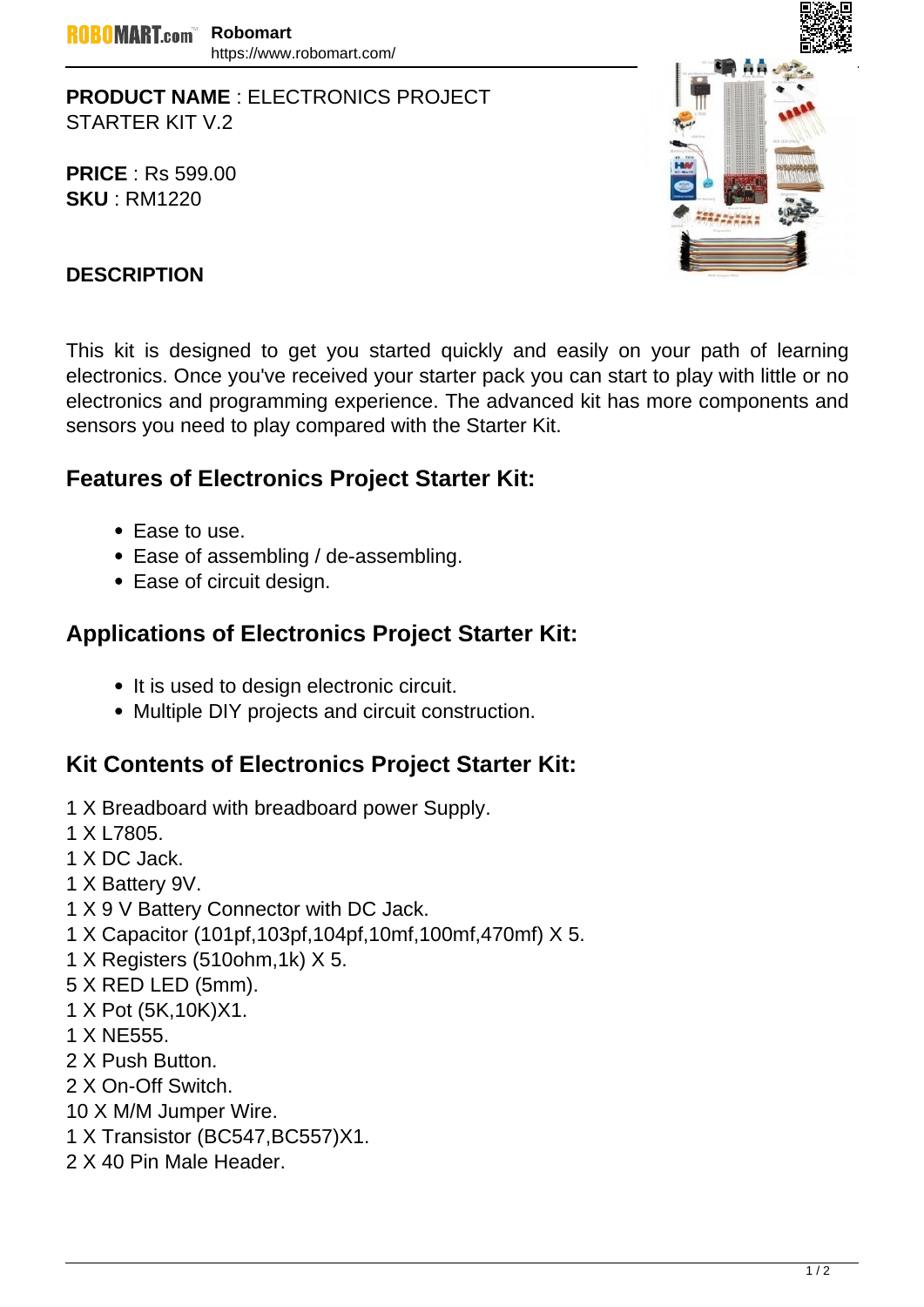**PRODUCT NAME** : ELECTRONICS PROJECT STARTER KIT V.2

**PRICE** : Rs 599.00
**SKU** : RM1220

**DESCRIPTION**

This kit is designed to get you started quickly and easily on your path of learning electronics. Once you've received your starter pack you can start to play with little or no electronics and programming experience. The advanced kit has more components and sensors you need to play compared with the Starter Kit.

## Features of Electronics Project Starter Kit:

- Ease to use.
- Ease of assembling / de-assembling.
- Ease of circuit design.

## Applications of Electronics Project Starter Kit:

- It is used to design electronic circuit.
- Multiple DIY projects and circuit construction.

## Kit Contents of Electronics Project Starter Kit:

1 X Breadboard with breadboard power Supply.
1 X L7805.
1 X DC Jack.
1 X Battery 9V.
1 X 9 V Battery Connector with DC Jack.
1 X Capacitor (101pf,103pf,104pf,10mf,100mf,470mf) X 5.
1 X Registers (510ohm,1k) X 5.
5 X RED LED (5mm).
1 X Pot (5K,10K)X1.
1 X NE555.
2 X Push Button.
2 X On-Off Switch.
10 X M/M Jumper Wire.
1 X Transistor (BC547,BC557)X1.
2 X 40 Pin Male Header.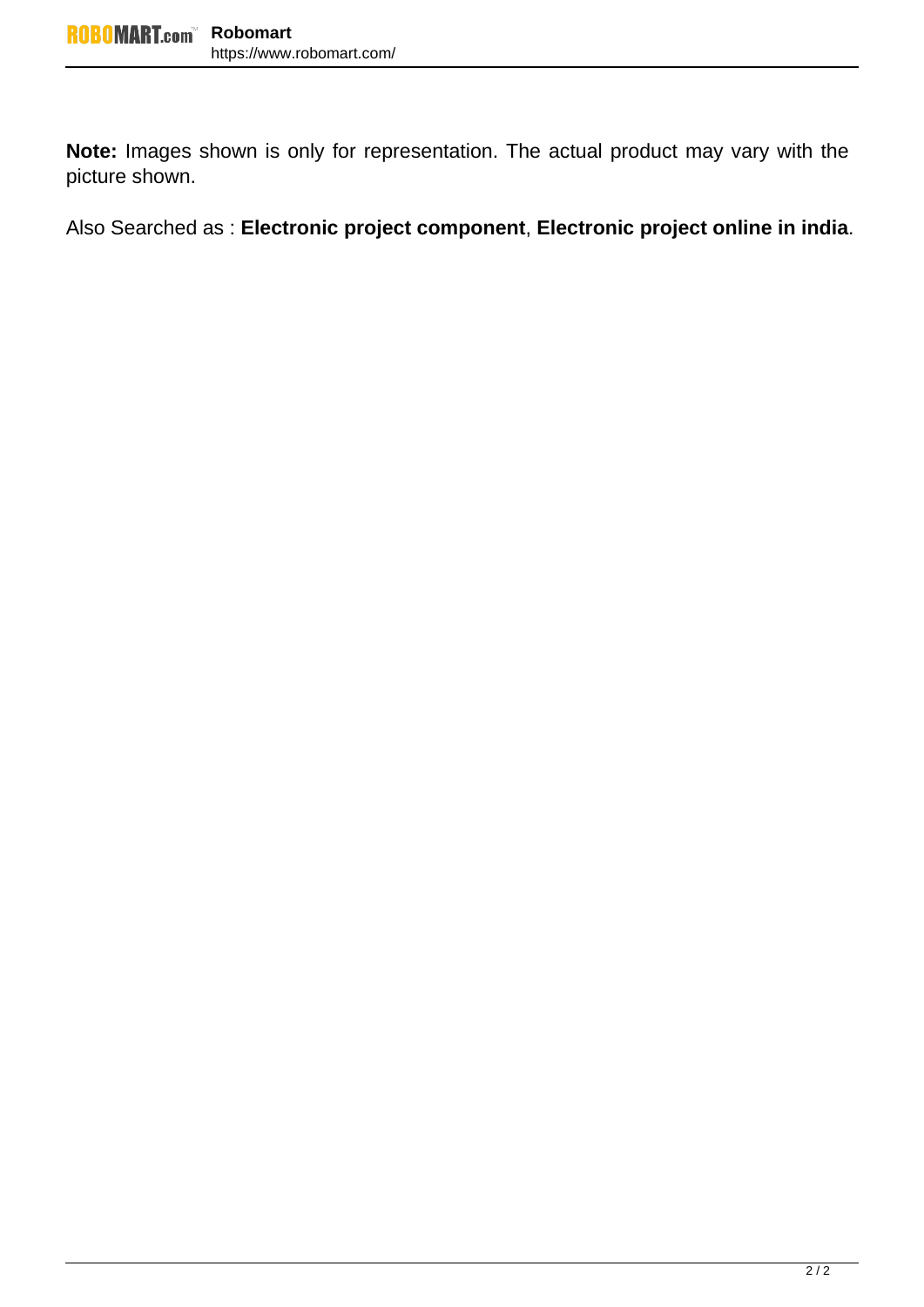**Note:** Images shown is only for representation. The actual product may vary with the picture shown.

Also Searched as : **Electronic project component**, **Electronic project online in india**.